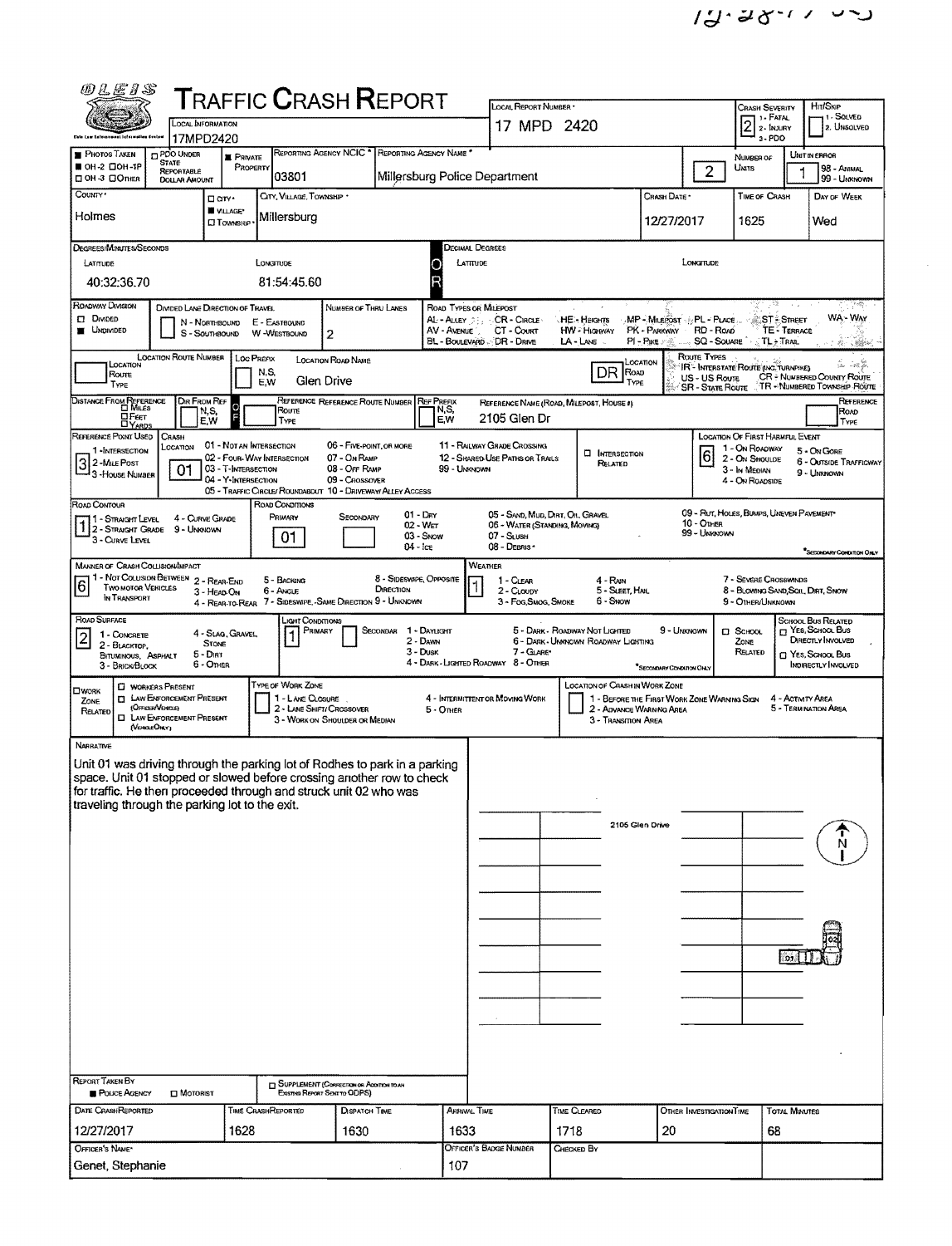# TRAFFIC CRASH REPORT

OLEIS

| Field | Value |
|---|---|
| Local Information | 17MPD2420 |
| Local Report Number | 17 MPD 2420 |
| Crash Severity (1 - Fatal, 2 - Injury, 3 - PDO) | 2 |
| Hit/Skip (1 - Solved, 2 - Unsolved) | |
| Photos Taken | OH-2 |
| PDO Under State Reportable Dollar Amount | |
| Private Property | ■ |
| Reporting Agency NCIC | 03801 |
| Reporting Agency Name | Millersburg Police Department |
| Number of Units | 2 |
| Unit in Error (98 - Animal, 99 - Unknown) | 1 |
| County | Holmes |
| City, Village, Township | Village: Millersburg |
| Crash Date | 12/27/2017 |
| Time of Crash | 1625 |
| Day of Week | Wed |

**Degrees/Minutes/Seconds**

| Latitude | Longitude |
|---|---|
| 40:32:36.70 | 81:54:45.60 |

**Roadway**

| Field | Value |
|---|---|
| Roadway Division | Undivided |
| Number of Thru Lanes | 2 |
| Location Road Name | Glen Drive |
| Location Road Type | DR |
| Reference Name (Road, Milepost, House #) | 2105 Glen Dr |
| Reference Point Used | 3 - House Number |
| Crash Location | 01 - Not an Intersection |
| Location of First Harmful Event | 6 - Outside Trafficway |
| Road Contour | 1 - Straight Level |
| Road Conditions (Primary) | 01 - Dry |
| Manner of Crash Collision/Impact | 6 - Angle |
| Weather | 1 - Clear |
| Road Surface | 2 - Blacktop, Bituminous, Asphalt |
| Light Conditions (Primary) | 1 - Daylight |

## Narrative

Unit 01 was driving through the parking lot of Rodhes to park in a parking space. Unit 01 stopped or slowed before crossing another row to check for traffic. He then proceeded through and struck unit 02 who was traveling through the parking lot to the exit.

2105 Glen Drive

N

**Report Taken By:** Police Agency

| Date Crash Reported | Time Crash Reported | Dispatch Time | Arrival Time | Time Cleared | Other Investigation Time | Total Minutes |
|---|---|---|---|---|---|---|
| 12/27/2017 | 1628 | 1630 | 1633 | 1718 | 20 | 68 |

| Officer's Name | Officer's Badge Number | Checked By |
|---|---|---|
| Genet, Stephanie | 107 | |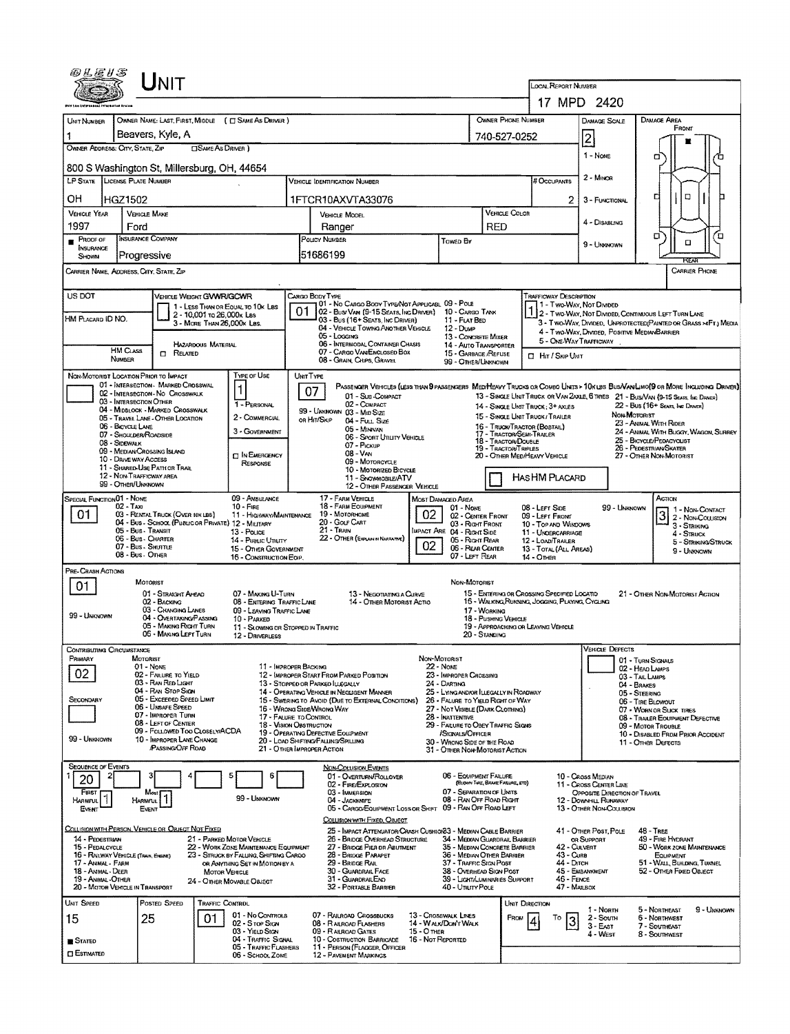# UNIT

**LOCAL REPORT NUMBER:** 17 MPD 2420

| UNIT NUMBER | OWNER NAME: LAST, FIRST, MIDDLE (☐ SAME AS DRIVER) | OWNER PHONE NUMBER | DAMAGE SCALE | DAMAGE AREA |
|---|---|---|---|---|
| 1 | Beavers, Kyle, A | 740-527-0252 | 2 | FRONT |

**OWNER ADDRESS: CITY, STATE, ZIP** (☐ SAME AS DRIVER): 800 S Washington St, Millersburg, OH, 44654

Damage Scale: 1 - NONE; 2 - MINOR; 3 - FUNCTIONAL; 4 - DISABLING; 9 - UNKNOWN

| LP STATE | LICENSE PLATE NUMBER | VEHICLE IDENTIFICATION NUMBER | # OCCUPANTS |
|---|---|---|---|
| OH | HGZ1502 | 1FTCR10AXVTA33076 | 2 |

| VEHICLE YEAR | VEHICLE MAKE | VEHICLE MODEL | VEHICLE COLOR |
|---|---|---|---|
| 1997 | Ford | Ranger | RED |

| PROOF OF INSURANCE SHOWN | INSURANCE COMPANY | POLICY NUMBER | TOWED BY |
|---|---|---|---|
| ■ | Progressive | 51686199 | |

**CARRIER NAME, ADDRESS, CITY, STATE, ZIP** | **CARRIER PHONE**

US DOT | VEHICLE WEIGHT GVWR/GCWR: 1 - LESS THAN OR EQUAL TO 10K LBS; 2 - 10,001 TO 26,000K LBS; 3 - MORE THAN 26,000K LBS.

HM PLACARD ID NO. | HM CLASS NUMBER | HAZARDOUS MATERIAL ☐ RELATED

**CARGO BODY TYPE:** 01
01 - NO CARGO BODY TYPE/NOT APPLICABLE; 02 - BUS/VAN (9-15 SEATS, INC DRIVER); 03 - BUS (16+ SEATS, INC DRIVER); 04 - VEHICLE TOWING ANOTHER VEHICLE; 05 - LOGGING; 06 - INTERMODAL CONTAINER CHASIS; 07 - CARGO VAN/ENCLOSED BOX; 08 - GRAIN, CHIPS, GRAVEL; 09 - POLE; 10 - CARGO TANK; 11 - FLAT BED; 12 - DUMP; 13 - CONCRETE MIXER; 14 - AUTO TRANSPORTER; 15 - GARBAGE/REFUSE; 99 - OTHER/UNKNOWN

**TRAFFICWAY DESCRIPTION:** 1
1 - TWO-WAY, NOT DIVIDED; 2 - TWO-WAY, NOT DIVIDED, CONTINUOUS LEFT TURN LANE; 3 - TWO-WAY, DIVIDED, UNPROTECTED (PAINTED OR GRASS >4FT.) MEDIA; 4 - TWO-WAY, DIVIDED, POSITIVE MEDIAN BARRIER; 5 - ONE-WAY TRAFFICWAY
☐ HIT / SKIP UNIT

**NON-MOTORIST LOCATION PRIOR TO IMPACT:**
01 - INTERSECTION - MARKED CROSSWALK; 02 - INTERSECTION - NO CROSSWALK; 03 - INTERSECTION OTHER; 04 - MIDBLOCK - MARKED CROSSWALK; 05 - TRAVEL LANE - OTHER LOCATION; 06 - BICYCLE LANE; 07 - SHOULDER/ROADSIDE; 08 - SIDEWALK; 09 - MEDIAN/CROSSING ISLAND; 10 - DRIVE WAY ACCESS; 11 - SHARED-USE PATH OR TRAIL; 12 - NON-TRAFFICWAY AREA; 99 - OTHER/UNKNOWN

**TYPE OF USE:** 1
1 - PERSONAL; 2 - COMMERCIAL; 3 - GOVERNMENT; ☐ IN EMERGENCY RESPONSE

**UNIT TYPE:** 07
PASSENGER VEHICLES (LESS THAN 9 PASSENGERS): 01 - SUB-COMPACT; 02 - COMPACT; 99 - UNKNOWN; 03 - MID SIZE; OR HIT/SKIP; 04 - FULL SIZE; 05 - MINIVAN; 06 - SPORT UTILITY VEHICLE; 07 - PICKUP; 08 - VAN; 09 - MOTORCYCLE; 10 - MOTORIZED BICYCLE; 11 - SNOWMOBILE/ATV; 12 - OTHER PASSENGER VEHICLE
MED/HEAVY TRUCKS OR COMBO UNITS > 10K LBS: 13 - SINGLE UNIT TRUCK OR VAN 2AXLE, 6 TIRES; 14 - SINGLE UNIT TRUCK; 3+ AXLES; 15 - SINGLE UNIT TRUCK / TRAILER; 16 - TRUCK/TRACTOR (BOBTAIL); 17 - TRACTOR/SEMI-TRAILER; 18 - TRACTOR/DOUBLE; 19 - TRACTOR/TRIPLES; 20 - OTHER MED/HEAVY VEHICLE
BUS/VAN/LIMO (9 OR MORE INCLUDING DRIVER): 21 - BUS/VAN (9-15 SEATS, INC DRIVER); 22 - BUS (16+ SEATS, INC DRIVER)
NON-MOTORIST: 23 - ANIMAL WITH RIDER; 24 - ANIMAL WITH BUGGY, WAGON, SURREY; 25 - BICYCLE/PEDACYCLIST; 26 - PEDESTRIAN/SKATER; 27 - OTHER NON-MOTORIST
☐ HAS HM PLACARD

**SPECIAL FUNCTION:** 01
01 - NONE; 02 - TAXI; 03 - RENTAL TRUCK (OVER 10K LBS); 04 - BUS - SCHOOL (PUBLIC OR PRIVATE); 05 - BUS - TRANSIT; 06 - BUS - CHARTER; 07 - BUS - SHUTTLE; 08 - BUS - OTHER; 09 - AMBULANCE; 10 - FIRE; 11 - HIGHWAY/MAINTENANCE; 12 - MILITARY; 13 - POLICE; 14 - PUBLIC UTILITY; 15 - OTHER GOVERNMENT; 16 - CONSTRUCTION EQIP.; 17 - FARM VEHICLE; 18 - FARM EQUIPMENT; 19 - MOTORHOME; 20 - GOLF CART; 21 - TRAIN; 22 - OTHER (EXPLAIN IN NARRATIVE)

**MOST DAMAGED AREA:** 02 | **IMPACT AREA:** 02
01 - NONE; 02 - CENTER FRONT; 03 - RIGHT FRONT; 04 - RIGHT SIDE; 05 - RIGHT REAR; 06 - REAR CENTER; 07 - LEFT REAR; 08 - LEFT SIDE; 09 - LEFT FRONT; 10 - TOP AND WINDOWS; 11 - UNDERCARRIAGE; 12 - LOAD/TRAILER; 13 - TOTAL (ALL AREAS); 14 - OTHER; 99 - UNKNOWN

**ACTION:** 3
1 - NON-CONTACT; 2 - NON-COLLISION; 3 - STRIKING; 4 - STRUCK; 5 - STRIKING/STRUCK; 9 - UNKNOWN

**PRE-CRASH ACTIONS:** 01
MOTORIST: 01 - STRAIGHT AHEAD; 02 - BACKING; 03 - CHANGING LANES; 04 - OVERTAKING/PASSING; 05 - MAKING RIGHT TURN; 06 - MAKING LEFT TURN; 07 - MAKING U-TURN; 08 - ENTERING TRAFFIC LANE; 09 - LEAVING TRAFFIC LANE; 10 - PARKED; 11 - SLOWING OR STOPPED IN TRAFFIC; 12 - DRIVERLESS; 13 - NEGOTIATING A CURVE; 14 - OTHER MOTORIST ACTIO
NON-MOTORIST: 15 - ENTERING OR CROSSING SPECIFIED LOCATIO; 16 - WALKING, RUNNING, JOGGING, PLAYING, CYCLING; 17 - WORKING; 18 - PUSHING VEHICLE; 19 - APPROACHING OR LEAVING VEHICLE; 20 - STANDING; 21 - OTHER NON-MOTORIST ACTION
99 - UNKNOWN

**CONTRIBUTING CIRCUMSTANCE:** PRIMARY: 02 | SECONDARY: (blank)
MOTORIST: 01 - NONE; 02 - FAILURE TO YIELD; 03 - RAN RED LIGHT; 04 - RAN STOP SIGN; 05 - EXCEEDED SPEED LIMIT; 06 - UNSAFE SPEED; 07 - IMPROPER TURN; 08 - LEFT OF CENTER; 09 - FOLLOWED TOO CLOSELY/ACDA; 10 - IMPROPER LANE CHANGE /PASSING/OFF ROAD; 11 - IMPROPER BACKING; 12 - IMPROPER START FROM PARKED POSITION; 13 - STOPPED OR PARKED ILLEGALLY; 14 - OPERATING VEHICLE IN NEGLIGENT MANNER; 15 - SWERING TO AVOID (DUE TO EXTERNAL CONDITIONS); 16 - WRONG SIDE/WRONG WAY; 17 - FALURE TO CONTROL; 18 - VISION OBSTRUCTION; 19 - OPERATING DEFECTIVE EQUIPMENT; 20 - LOAD SHIFTING/FALLING/SPILLING; 21 - OTHER IMPROPER ACTION
NON-MOTORIST: 22 - NONE; 23 - IMPROPER CROSSING; 24 - DARTING; 25 - LYING AND/OR ILLEGALLY IN ROADWAY; 26 - FALURE TO YIELD RIGHT OF WAY; 27 - NOT VISIBLE (DARK CLOTHING); 28 - INATTENTIVE; 29 - FAILURE TO OBEY TRAFFIC SIGNS /SIGNALS/OFFICER; 30 - WRONG SIDE OF THE ROAD; 31 - OTHER NON-MOTORIST ACTION
99 - UNKNOWN

**VEHICLE DEFECTS:** 01 - TURN SIGNALS; 02 - HEAD LAMPS; 03 - TAIL LAMPS; 04 - BRAKES; 05 - STEERING; 06 - TIRE BLOWOUT; 07 - WORN OR SLICK TIRES; 08 - TRAILER EQUIPMENT DEFECTIVE; 09 - MOTOR TROUBLE; 10 - DISABLED FROM PRIOR ACCIDENT; 11 - OTHER DEFECTS

**SEQUENCE OF EVENTS:** 1: 20 | 2: | 3: | 4: | 5: | 6:
FIRST HARMFUL EVENT: 1 | MOST HARMFUL EVENT: 1 | 99 - UNKNOWN

NON-COLLISION EVENTS: 01 - OVERTURN/ROLLOVER; 02 - FIRE/EXPLOSION; 03 - IMMERSION; 04 - JACKKNIFE; 05 - CARGO/EQUIPMENT LOSS OR SHIFT; 06 - EQUIPMENT FAILURE (BLOWN TIRE, BRAKE FAILURE, ETC); 07 - SEPARATION OF UNITS; 08 - RAN OFF ROAD RIGHT; 09 - RAN OFF ROAD LEFT; 10 - CROSS MEDIAN; 11 - CROSS CENTER LINE OPPOSITE DIRECTION OF TRAVEL; 12 - DOWNHILL RUNAWAY; 13 - OTHER NON-COLLISION

COLLISION WITH PERSON, VEHICLE OR OBJECT NOT FIXED: 14 - PEDESTRIAN; 15 - PEDALCYCLE; 16 - RAILWAY VEHICLE (TRAIN, ENGINE); 17 - ANIMAL - FARM; 18 - ANIMAL - DEER; 19 - ANIMAL - OTHER; 20 - MOTOR VEHICLE IN TRANSPORT; 21 - PARKED MOTOR VEHICLE; 22 - WORK ZONE MAINTENANCE EQUIPMENT; 23 - STRUCK BY FALLING, SHIFTING CARGO OR ANYTHING SET IN MOTION BY A MOTOR VEHICLE; 24 - OTHER MOVABLE OBJECT

COLLISION WITH FIXED, OBJECT: 25 - IMPACT ATTENUATOR/CRASH CUSHION; 26 - BRIDGE OVERHEAD STRUCTURE; 27 - BRIDGE PIER OR ABUTMENT; 28 - BRIDGE PARAPET; 29 - BRIDGE RAIL; 30 - GUARDRAIL FACE; 31 - GUARDRAIL END; 32 - PORTABLE BARRIER; 33 - MEDIAN CABLE BARRIER; 34 - MEDIAN GUARDRAIL BARRIER; 35 - MEDIAN CONCRETE BARRIER; 36 - MEDIAN OTHER BARRIER; 37 - TRAFFIC SIGN POST; 38 - OVERHEAD SIGN POST; 39 - LIGHT/LUMINARIES SUPPORT; 40 - UTILITY POLE; 41 - OTHER POST, POLE OR SUPPORT; 42 - CULVERT; 43 - CURB; 44 - DITCH; 45 - EMBANKMENT; 46 - FENCE; 47 - MAILBOX; 48 - TREE; 49 - FIRE HYDRANT; 50 - WORK ZONE MAINTENANCE EQUIPMENT; 51 - WALL, BUILDING, TUNNEL; 52 - OTHER FIXED OBJECT

| UNIT SPEED | POSTED SPEED | TRAFFIC CONTROL | UNIT DIRECTION |
|---|---|---|---|
| 15 | 25 | 01 | FROM 4 TO 3 |

■ STATED ☐ ESTIMATED

TRAFFIC CONTROL: 01 - NO CONTROLS; 02 - STOP SIGN; 03 - YIELD SIGN; 04 - TRAFFIC SIGNAL; 05 - TRAFFIC FLASHERS; 06 - SCHOOL ZONE; 07 - RAILROAD CROSSBUCKS; 08 - RAILROAD FLASHERS; 09 - RAILROAD GATES; 10 - COSTRUCTION BARRICADE; 11 - PERSON (FLAGGER, OFFICER); 12 - PAVEMENT MARKINGS; 13 - CROSSWALK LINES; 14 - WALK/DON'T WALK; 15 - OTHER; 16 - NOT REPORTED

UNIT DIRECTION: 1 - NORTH; 2 - SOUTH; 3 - EAST; 4 - WEST; 5 - NORTHEAST; 6 - NORTHWEST; 7 - SOUTHEAST; 8 - SOUTHWEST; 9 - UNKNOWN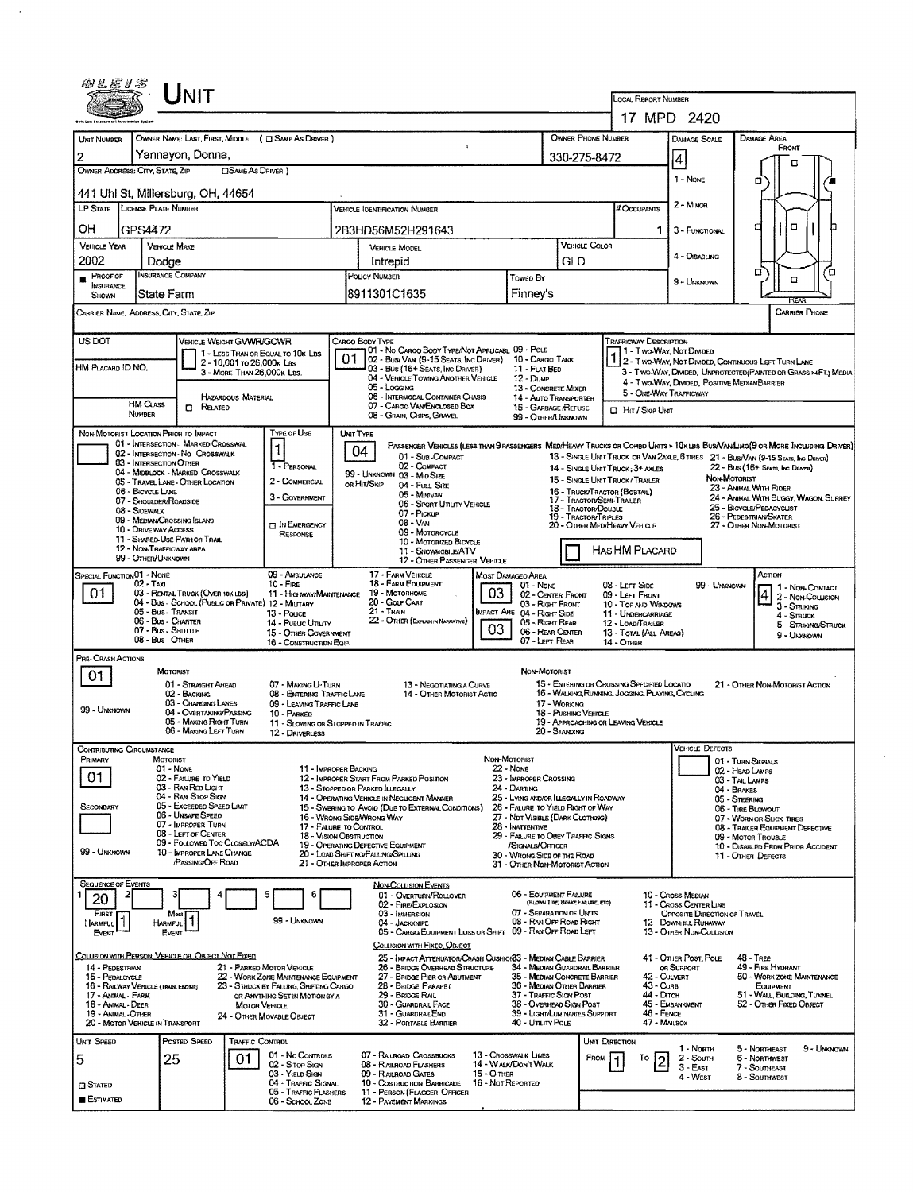# Unit

**Local Report Number:** 17 MPD 2420

| Unit Number | Owner Name: Last, First, Middle (☐ Same As Driver) | Owner Phone Number | Damage Scale | Damage Area |
|---|---|---|---|---|
| 2 | Yannayon, Donna, | 330-275-8472 | 4 | Front |

**Owner Address: City, State, Zip** (☐ Same As Driver)
441 Uhl St, Millersburg, OH, 44654

| LP State | License Plate Number | Vehicle Identification Number | # Occupants |
|---|---|---|---|
| OH | GPS4472 | 2B3HD56M52H291643 | 1 |

| Vehicle Year | Vehicle Make | Vehicle Model | Vehicle Color |
|---|---|---|---|
| 2002 | Dodge | Intrepid | GLD |

| Proof of Insurance Shown | Insurance Company | Policy Number | Towed By |
|---|---|---|---|
| ■ | State Farm | 8911301C1635 | Finney's |

Damage Scale: 1 - None; 2 - Minor; 3 - Functional; 4 - Disabling; 9 - Unknown

Carrier Name, Address, City, State, Zip — Carrier Phone

US DOT — HM Placard ID No. — HM Class Number — ☐ Related (Hazardous Material)

Vehicle Weight GVWR/GCWR: 1 - Less Than or Equal to 10k Lbs; 2 - 10,001 to 26,000k Lbs; 3 - More Than 26,000k Lbs.

Cargo Body Type: **01** — 01 - No Cargo Body Type/Not Applicabl; 02 - Bus/Van (9-15 Seats, Inc Driver); 03 - Bus (16+ Seats, Inc Driver); 04 - Vehicle Towing Another Vehicle; 05 - Logging; 06 - Intermodal Container Chassis; 07 - Cargo Van/Enclosed Box; 08 - Grain, Chips, Gravel; 09 - Pole; 10 - Cargo Tank; 11 - Flat Bed; 12 - Dump; 13 - Concrete Mixer; 14 - Auto Transporter; 15 - Garbage/Refuse; 99 - Other/Unknown

Trafficway Description: **1** — 1 - Two-Way, Not Divided; 2 - Two-Way, Not Divided, Continuous Left Turn Lane; 3 - Two-Way, Divided, Unprotected(Painted or Grass >4Ft.) Media; 4 - Two-Way, Divided, Positive Median Barrier; 5 - One-Way Trafficway; ☐ Hit / Skip Unit

Non-Motorist Location Prior to Impact: 01 - Intersection - Marked Crosswalk; 02 - Intersection - No Crosswalk; 03 - Intersection Other; 04 - Midblock - Marked Crosswalk; 05 - Travel Lane - Other Location; 06 - Bicycle Lane; 07 - Shoulder/Roadside; 08 - Sidewalk; 09 - Median/Crossing Island; 10 - Drive way Access; 11 - Shared-Use Path or Trail; 12 - Non-Trafficway Area; 99 - Other/Unknown

Type of Use: **1** — 1 - Personal; 2 - Commercial; 3 - Government; ☐ In Emergency Response

Unit Type: **04** — Passenger Vehicles (less than 9 passengers): 01 - Sub-Compact; 02 - Compact; 99 - Unknown 03 - Mid Size or Hit/Skip; 04 - Full Size; 05 - Minivan; 06 - Sport Utility Vehicle; 07 - Pickup; 08 - Van; 09 - Motorcycle; 10 - Motorized Bicycle; 11 - Snowmobile/ATV; 12 - Other Passenger Vehicle. Med/Heavy Trucks or Combo Units > 10k lbs Bus/Van/Limo (9 or More Including Driver): 13 - Single Unit Truck or Van 2axle, 6 Tires; 14 - Single Unit Truck; 3+ Axles; 15 - Single Unit Truck / Trailer; 16 - Truck/Tractor (Bobtail); 17 - Tractor/Semi-Trailer; 18 - Tractor/Double; 19 - Tractor/Triples; 20 - Other Med/Heavy Vehicle; 21 - Bus/Van (9-15 Seats, Inc Driver); 22 - Bus (16+ Seats, Inc Driver). Non-Motorist: 23 - Animal With Rider; 24 - Animal With Buggy, Wagon, Surrey; 25 - Bicycle/Pedacyclist; 26 - Pedestrian/Skater; 27 - Other Non-Motorist. ☐ Has HM Placard

Special Function: **01** — 01 - None; 02 - Taxi; 03 - Rental Truck (Over 10k lbs); 04 - Bus - School (Public or Private); 05 - Bus - Transit; 06 - Bus - Charter; 07 - Bus - Shuttle; 08 - Bus - Other; 09 - Ambulance; 10 - Fire; 11 - Highway/Maintenance; 12 - Military; 13 - Police; 14 - Public Utility; 15 - Other Government; 16 - Construction Eqip.; 17 - Farm Vehicle; 18 - Farm Equipment; 19 - Motorhome; 20 - Golf Cart; 21 - Train; 22 - Other (Explain in Narrative)

Most Damaged Area: **03**; Impact Are: **03** — 01 - None; 02 - Center Front; 03 - Right Front; 04 - Right Side; 05 - Right Rear; 06 - Rear Center; 07 - Left Rear; 08 - Left Side; 09 - Left Front; 10 - Top and Windows; 11 - Undercarriage; 12 - Load/Trailer; 13 - Total (All Areas); 14 - Other; 99 - Unknown

Action: **4** — 1 - Non-Contact; 2 - Non-Collision; 3 - Striking; 4 - Struck; 5 - Striking/Struck; 9 - Unknown

Pre-Crash Actions: **01** — Motorist: 01 - Straight Ahead; 02 - Backing; 03 - Changing Lanes; 04 - Overtaking/Passing; 05 - Making Right Turn; 06 - Making Left Turn; 07 - Making U-Turn; 08 - Entering Traffic Lane; 09 - Leaving Traffic Lane; 10 - Parked; 11 - Slowing or Stopped in Traffic; 12 - Driverless; 13 - Negotiating a Curve; 14 - Other Motorist Actio; 99 - Unknown. Non-Motorist: 15 - Entering or Crossing Specified Locatio; 16 - Walking, Running, Jogging, Playing, Cycling; 17 - Working; 18 - Pushing Vehicle; 19 - Approaching or Leaving Vehicle; 20 - Standing; 21 - Other Non-Motorist Action

Contributing Circumstance: Primary **01**; Secondary (blank) — Motorist: 01 - None; 02 - Failure to Yield; 03 - Ran Red Light; 04 - Ran Stop Sign; 05 - Exceeded Speed Limit; 06 - Unsafe Speed; 07 - Improper Turn; 08 - Left of Center; 09 - Followed Too Closely/ACDA; 10 - Improper Lane Change /Passing/Off Road; 11 - Improper Backing; 12 - Improper Start From Parked Position; 13 - Stopped or Parked Illegally; 14 - Operating Vehicle in Negligent Manner; 15 - Swering to Avoid (Due to External Conditions); 16 - Wrong Side/Wrong Way; 17 - Failure to Control; 18 - Vision Obstruction; 19 - Operating Defective Equipment; 20 - Load Shifting/Falling/Spilling; 21 - Other Improper Action; 99 - Unknown. Non-Motorist: 22 - None; 23 - Improper Crossing; 24 - Darting; 25 - Lying and/or Illegally in Roadway; 26 - Failure to Yield Right of Way; 27 - Not Visible (Dark Clothing); 28 - Inattentive; 29 - Failure to Obey Traffic Signs /Signals/Officer; 30 - Wrong Side of the Road; 31 - Other Non-Motorist Action

Vehicle Defects: 01 - Turn Signals; 02 - Head Lamps; 03 - Tail Lamps; 04 - Brakes; 05 - Steering; 06 - Tire Blowout; 07 - Worn or Slick Tires; 08 - Trailer Equipment Defective; 09 - Motor Trouble; 10 - Disabled From Prior Accident; 11 - Other Defects

Sequence of Events: 1: **20**; 2: ; 3: ; 4: ; 5: ; 6: ; First Harmful Event: **1**; Most Harmful Event: **1**; 99 - Unknown

Non-Collision Events: 01 - Overturn/Rollover; 02 - Fire/Explosion; 03 - Immersion; 04 - Jackknife; 05 - Cargo/Equipment Loss or Shift; 06 - Equipment Failure (Blown Tire, Brake Failure, etc); 07 - Separation of Units; 08 - Ran Off Road Right; 09 - Ran Off Road Left; 10 - Cross Median; 11 - Cross Center Line Opposite Direction of Travel; 12 - Downhill Runaway; 13 - Other Non-Collision

Collision with Person, Vehicle or Object Not Fixed: 14 - Pedestrian; 15 - Pedalcycle; 16 - Railway Vehicle (Train, Engine); 17 - Animal - Farm; 18 - Animal - Deer; 19 - Animal - Other; 20 - Motor Vehicle in Transport; 21 - Parked Motor Vehicle; 22 - Work Zone Maintenance Equipment; 23 - Struck by Falling, Shifting Cargo or Anything Set in Motion by a Motor Vehicle; 24 - Other Movable Object

Collision with Fixed, Object: 25 - Impact Attenuator/Crash Cushion; 26 - Bridge Overhead Structure; 27 - Bridge Pier or Abutment; 28 - Bridge Parapet; 29 - Bridge Rail; 30 - Guardrail Face; 31 - Guardrail End; 32 - Portable Barrier; 33 - Median Cable Barrier; 34 - Median Guardrail Barrier; 35 - Median Concrete Barrier; 36 - Median Other Barrier; 37 - Traffic Sign Post; 38 - Overhead Sign Post; 39 - Light/Luminaries Support; 40 - Utility Pole; 41 - Other Post, Pole or Support; 42 - Culvert; 43 - Curb; 44 - Ditch; 45 - Embankment; 46 - Fence; 47 - Mailbox; 48 - Tree; 49 - Fire Hydrant; 50 - Work Zone Maintenance Equipment; 51 - Wall, Building, Tunnel; 52 - Other Fixed Object

| Unit Speed | Posted Speed | Traffic Control | Unit Direction |
|---|---|---|---|
| 5 | 25 | 01 | From 1 To 2 |

☐ Stated; ■ Estimated

Traffic Control: 01 - No Controls; 02 - Stop Sign; 03 - Yield Sign; 04 - Traffic Signal; 05 - Traffic Flashers; 06 - School Zone; 07 - Railroad Crossbucks; 08 - Railroad Flashers; 09 - Railroad Gates; 10 - Costruction Barricade; 11 - Person (Flagger, Officer); 12 - Pavement Markings; 13 - Crosswalk Lines; 14 - Walk/Don't Walk; 15 - Other; 16 - Not Reported

Unit Direction: 1 - North; 2 - South; 3 - East; 4 - West; 5 - Northeast; 6 - Northwest; 7 - Southeast; 8 - Southwest; 9 - Unknown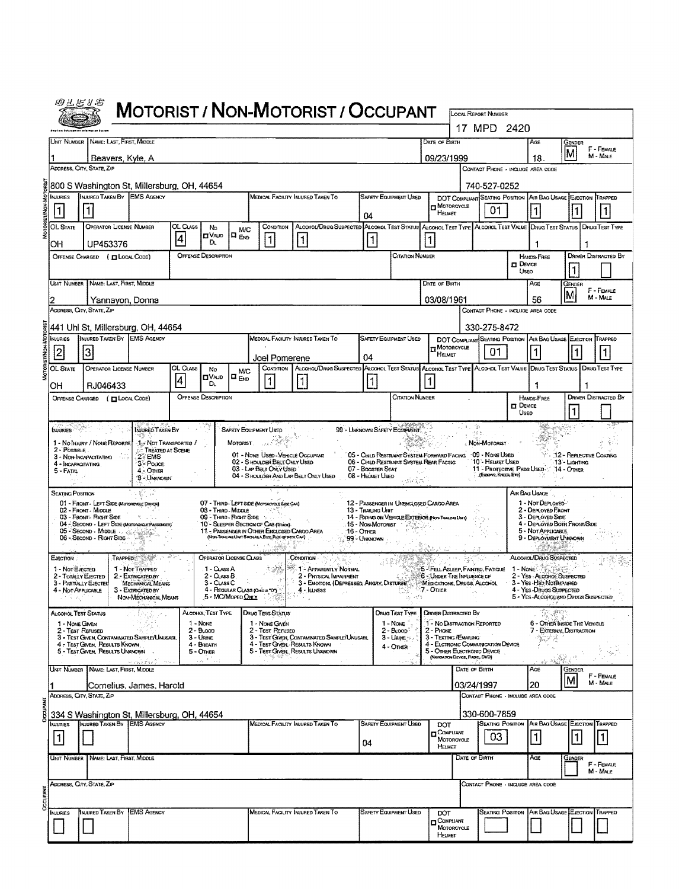# MOTORIST / NON-MOTORIST / OCCUPANT

OLEIS

LOCAL REPORT NUMBER: 17 MPD 2420

## MOTORIST/NON-MOTORIST

| UNIT NUMBER | NAME: LAST, FIRST, MIDDLE | DATE OF BIRTH | AGE | GENDER (F - FEMALE, M - MALE) |
|---|---|---|---|---|
| 1 | Beavers, Kyle, A | 09/23/1999 | 18 | M |

| ADDRESS, CITY, STATE, ZIP | CONTACT PHONE - INCLUDE AREA CODE |
|---|---|
| 800 S Washington St, Millersburg, OH, 44654 | 740-527-0252 |

| INJURIES | INJURED TAKEN BY | EMS AGENCY | MEDICAL FACILITY INJURED TAKEN TO | SAFETY EQUIPMENT USED | DOT COMPLIANT MOTORCYCLE HELMET | SEATING POSITION | AIR BAG USAGE | EJECTION | TRAPPED |
|---|---|---|---|---|---|---|---|---|---|
| 1 | 1 | | | 04 | | 01 | 1 | 1 | 1 |

| OL STATE | OPERATOR LICENSE NUMBER | OL CLASS | NO VALID DL | M/C END | CONDITION | ALCOHOL/DRUG SUSPECTED | ALCOHOL TEST STATUS | ALCOHOL TEST TYPE | ALCOHOL TEST VALUE | DRUG TEST STATUS | DRUG TEST TYPE |
|---|---|---|---|---|---|---|---|---|---|---|---|
| OH | UP453376 | 4 | | | 1 | 1 | 1 | 1 | | 1 | 1 |

| OFFENSE CHARGED ( LOCAL CODE) | OFFENSE DESCRIPTION | CITATION NUMBER | HANDS-FREE DEVICE USED | DRIVER DISTRACTED BY |
|---|---|---|---|---|
| | | | | 1 |

| UNIT NUMBER | NAME: LAST, FIRST, MIDDLE | DATE OF BIRTH | AGE | GENDER (F - FEMALE, M - MALE) |
|---|---|---|---|---|
| 2 | Yannayon, Donna | 03/08/1961 | 56 | M |

| ADDRESS, CITY, STATE, ZIP | CONTACT PHONE - INCLUDE AREA CODE |
|---|---|
| 441 Uhl St, Millersburg, OH, 44654 | 330-275-8472 |

| INJURIES | INJURED TAKEN BY | EMS AGENCY | MEDICAL FACILITY INJURED TAKEN TO | SAFETY EQUIPMENT USED | DOT COMPLIANT MOTORCYCLE HELMET | SEATING POSITION | AIR BAG USAGE | EJECTION | TRAPPED |
|---|---|---|---|---|---|---|---|---|---|
| 2 | 3 | | Joel Pomerene | 04 | | 01 | 1 | 1 | 1 |

| OL STATE | OPERATOR LICENSE NUMBER | OL CLASS | NO VALID DL | M/C END | CONDITION | ALCOHOL/DRUG SUSPECTED | ALCOHOL TEST STATUS | ALCOHOL TEST TYPE | ALCOHOL TEST VALUE | DRUG TEST STATUS | DRUG TEST TYPE |
|---|---|---|---|---|---|---|---|---|---|---|---|
| OH | RJ046433 | 4 | | | 1 | 1 | 1 | 1 | | 1 | 1 |

| OFFENSE CHARGED ( LOCAL CODE) | OFFENSE DESCRIPTION | CITATION NUMBER | HANDS-FREE DEVICE USED | DRIVER DISTRACTED BY |
|---|---|---|---|---|
| | | | | 1 |

## Codes

**INJURIES:** 1 - No Injury / None Reported; 2 - Possible; 3 - Non-Incapacitating; 4 - Incapacitating; 5 - Fatal

**INJURED TAKEN BY:** 1 - Not Transported / Treated at Scene; 2 - EMS; 3 - Police; 4 - Other; 9 - Unknown

**SAFETY EQUIPMENT USED:** Motorist: 01 - None Used - Vehicle Occupant; 02 - Shoulder Belt Only Used; 03 - Lap Belt Only Used; 04 - Shoulder and Lap Belt Only Used; 05 - Child Restraint System-Forward Facing; 06 - Child Restraint System-Rear Facing; 07 - Booster Seat; 08 - Helmet Used; 99 - Unknown Safety Equipment. Non-Motorist: 09 - None Used; 10 - Helmet Used; 11 - Protective Pads Used (Elbows, Knees, Etc); 12 - Reflective Coating; 13 - Lighting; 14 - Other

**SEATING POSITION:** 01 - Front - Left Side (Motorcycle Driver); 02 - Front - Middle; 03 - Front - Right Side; 04 - Second - Left Side (Motorcycle Passenger); 05 - Second - Middle; 06 - Second - Right Side; 07 - Third - Left Side (Motorcycle Side Car); 08 - Third - Middle; 09 - Third - Right Side; 10 - Sleeper Section of Cab (Truck); 11 - Passenger in Other Enclosed Cargo Area (Non-Trailing Unit Such as a Bus, Pick-up with Cap); 12 - Passenger in Unenclosed Cargo Area; 13 - Trailing Unit; 14 - Riding on Vehicle Exterior (Non-Trailing Unit); 15 - Non-Motorist; 16 - Other; 99 - Unknown

**AIR BAG USAGE:** 1 - Not Deployed; 2 - Deployed Front; 3 - Deployed Side; 4 - Deployed Both Front/Side; 5 - Not Applicable; 9 - Deployment Unknown

**EJECTION:** 1 - Not Ejected; 2 - Totally Ejected; 3 - Partially Ejected; 4 - Not Applicable

**TRAPPED:** 1 - Not Trapped; 2 - Extricated by Mechanical Means; 3 - Extricated by Non-Mechanical Means

**OPERATOR LICENSE CLASS:** 1 - Class A; 2 - Class B; 3 - Class C; 4 - Regular Class (Ohio is "D"); 5 - M/C Moped Only

**CONDITION:** 1 - Apparently Normal; 2 - Physical Impairment; 3 - Emotional (Depressed, Angry, Disturbed); 4 - Illness; 5 - Fell Asleep, Fainted, Fatigue; 6 - Under the Influence of Medications, Drugs, Alcohol; 7 - Other

**ALCOHOL/DRUG SUSPECTED:** 1 - None; 2 - Yes - Alcohol Suspected; 3 - Yes - HBD Not Impaired; 4 - Yes - Drugs Suspected; 5 - Yes - Alcohol and Drugs Suspected

**ALCOHOL TEST STATUS:** 1 - None Given; 2 - Test Refused; 3 - Test Given, Contaminated Sample/Unusable; 4 - Test Given, Results Known; 5 - Test Given, Results Unknown

**ALCOHOL TEST TYPE:** 1 - None; 2 - Blood; 3 - Urine; 4 - Breath; 5 - Other

**DRUG TEST STATUS:** 1 - None Given; 2 - Test Refused; 3 - Test Given, Contaminated Sample/Unusable; 4 - Test Given, Results Known; 5 - Test Given, Results Unknown

**DRUG TEST TYPE:** 1 - None; 2 - Blood; 3 - Urine; 4 - Other

**DRIVER DISTRACTED BY:** 1 - No Distraction Reported; 2 - Phone; 3 - Texting /Emailing; 4 - Electronic Communication Device; 5 - Other Electronic Device (Navigation Device, Radio, DVD); 6 - Other Inside the Vehicle; 7 - External Distraction

## OCCUPANT

| UNIT NUMBER | NAME: LAST, FIRST, MIDDLE | DATE OF BIRTH | AGE | GENDER (F - FEMALE, M - MALE) |
|---|---|---|---|---|
| 1 | Cornelius, James, Harold | 03/24/1997 | 20 | M |

| ADDRESS, CITY, STATE, ZIP | CONTACT PHONE - INCLUDE AREA CODE |
|---|---|
| 334 S Washington St, Millersburg, OH, 44654 | 330-600-7859 |

| INJURIES | INJURED TAKEN BY | EMS AGENCY | MEDICAL FACILITY INJURED TAKEN TO | SAFETY EQUIPMENT USED | DOT COMPLIANT MOTORCYCLE HELMET | SEATING POSITION | AIR BAG USAGE | EJECTION | TRAPPED |
|---|---|---|---|---|---|---|---|---|---|
| 1 | | | | 04 | | 03 | 1 | 1 | 1 |

| UNIT NUMBER | NAME: LAST, FIRST, MIDDLE | DATE OF BIRTH | AGE | GENDER (F - FEMALE, M - MALE) |
|---|---|---|---|---|
| | | | | |

| ADDRESS, CITY, STATE, ZIP | CONTACT PHONE - INCLUDE AREA CODE |
|---|---|
| | |

| INJURIES | INJURED TAKEN BY | EMS AGENCY | MEDICAL FACILITY INJURED TAKEN TO | SAFETY EQUIPMENT USED | DOT COMPLIANT MOTORCYCLE HELMET | SEATING POSITION | AIR BAG USAGE | EJECTION | TRAPPED |
|---|---|---|---|---|---|---|---|---|---|
| | | | | | | | | | |